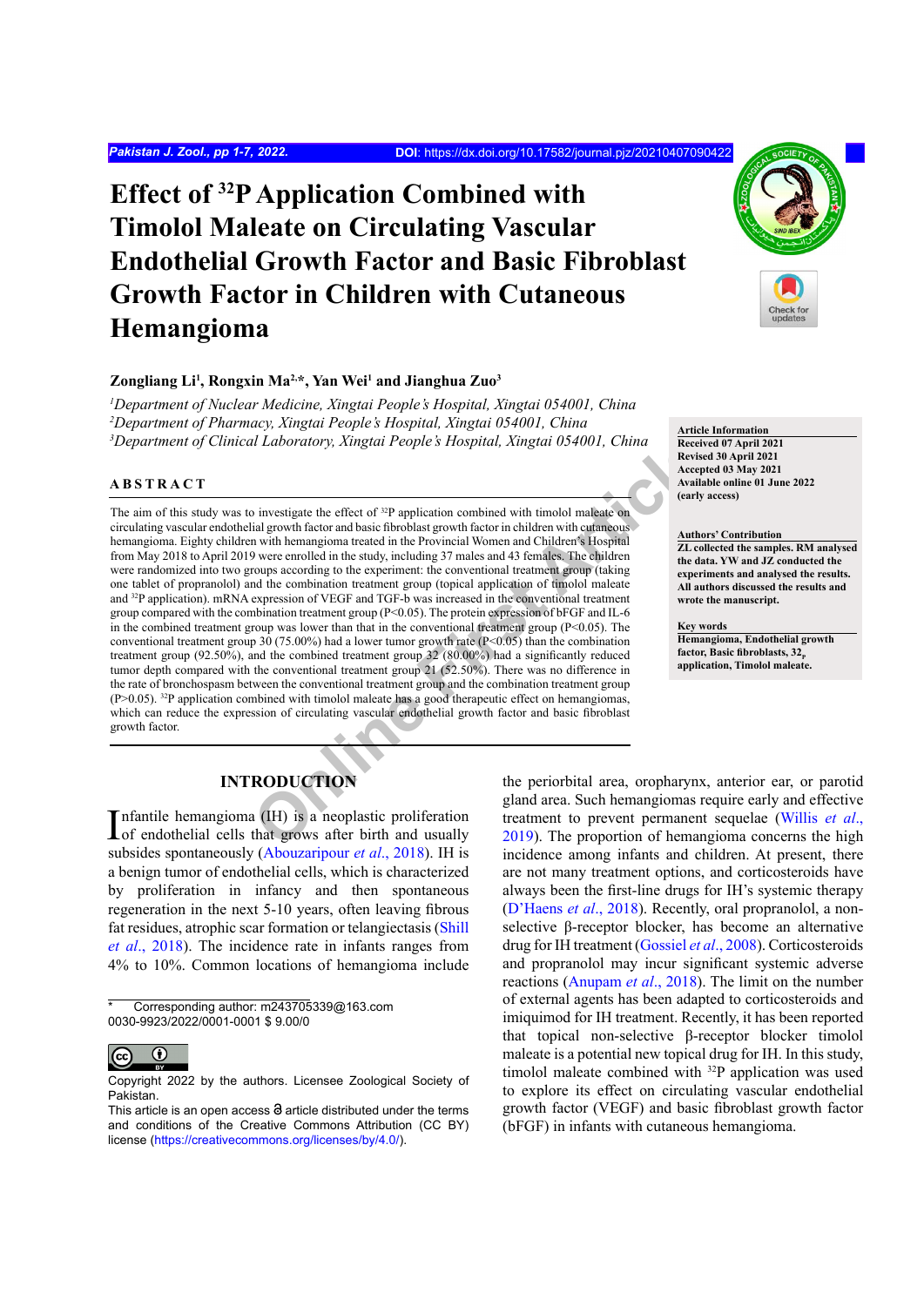# Effect of $^{32}$P Application Combined with Timolol Maleate on Circulating Vascular Endothelial Growth Factor and Basic Fibroblast Growth Factor in Children with Cutaneous Hemangioma

**Zongliang Li[1], Rongxin Ma[2,*], Yan Wei[1] and Jianghua Zuo[3]**

*[1]Department of Nuclear Medicine, Xingtai People's Hospital, Xingtai 054001, China*
*[2]Department of Pharmacy, Xingtai People's Hospital, Xingtai 054001, China*
*[3]Department of Clinical Laboratory, Xingtai People's Hospital, Xingtai 054001, China*

**Article Information**
Received 07 April 2021
Revised 30 April 2021
Accepted 03 May 2021
Available online 01 June 2022 (early access)

**Authors' Contribution**
ZL collected the samples. RM analysed the data. YW and JZ conducted the experiments and analysed the results. All authors discussed the results and wrote the manuscript.

**Key words**
Hemangioma, Endothelial growth factor, Basic fibroblasts, $32_P$ application, Timolol maleate.

## ABSTRACT

The aim of this study was to investigate the effect of $^{32}$P application combined with timolol maleate on circulating vascular endothelial growth factor and basic fibroblast growth factor in children with cutaneous hemangioma. Eighty children with hemangioma treated in the Provincial Women and Children's Hospital from May 2018 to April 2019 were enrolled in the study, including 37 males and 43 females. The children were randomized into two groups according to the experiment: the conventional treatment group (taking one tablet of propranolol) and the combination treatment group (topical application of timolol maleate and $^{32}$P application). mRNA expression of VEGF and TGF-b was increased in the conventional treatment group compared with the combination treatment group ($P<0.05$). The protein expression of bFGF and IL-6 in the combined treatment group was lower than that in the conventional treatment group ($P<0.05$). The conventional treatment group 30 (75.00%) had a lower tumor growth rate ($P<0.05$) than the combination treatment group (92.50%), and the combined treatment group 32 (80.00%) had a significantly reduced tumor depth compared with the conventional treatment group 21 (52.50%). There was no difference in the rate of bronchospasm between the conventional treatment group and the combination treatment group ($P>0.05$). $^{32}$P application combined with timolol maleate has a good therapeutic effect on hemangiomas, which can reduce the expression of circulating vascular endothelial growth factor and basic fibroblast growth factor.

## INTRODUCTION

Infantile hemangioma (IH) is a neoplastic proliferation of endothelial cells that grows after birth and usually subsides spontaneously (Abouzaripour *et al*., 2018). IH is a benign tumor of endothelial cells, which is characterized by proliferation in infancy and then spontaneous regeneration in the next 5-10 years, often leaving fibrous fat residues, atrophic scar formation or telangiectasis (Shill *et al*., 2018). The incidence rate in infants ranges from 4% to 10%. Common locations of hemangioma include the periorbital area, oropharynx, anterior ear, or parotid gland area. Such hemangiomas require early and effective treatment to prevent permanent sequelae (Willis *et al*., 2019). The proportion of hemangioma concerns the high incidence among infants and children. At present, there are not many treatment options, and corticosteroids have always been the first-line drugs for IH's systemic therapy (D'Haens *et al*., 2018). Recently, oral propranolol, a non-selective β-receptor blocker, has become an alternative drug for IH treatment (Gossiel *et al*., 2008). Corticosteroids and propranolol may incur significant systemic adverse reactions (Anupam *et al*., 2018). The limit on the number of external agents has been adapted to corticosteroids and imiquimod for IH treatment. Recently, it has been reported that topical non-selective β-receptor blocker timolol maleate is a potential new topical drug for IH. In this study, timolol maleate combined with $^{32}$P application was used to explore its effect on circulating vascular endothelial growth factor (VEGF) and basic fibroblast growth factor (bFGF) in infants with cutaneous hemangioma.

\* Corresponding author: m243705339@163.com
0030-9923/2022/0001-0001 $ 9.00/0

Copyright 2022 by the authors. Licensee Zoological Society of Pakistan.
This article is an open access article distributed under the terms and conditions of the Creative Commons Attribution (CC BY) license (https://creativecommons.org/licenses/by/4.0/).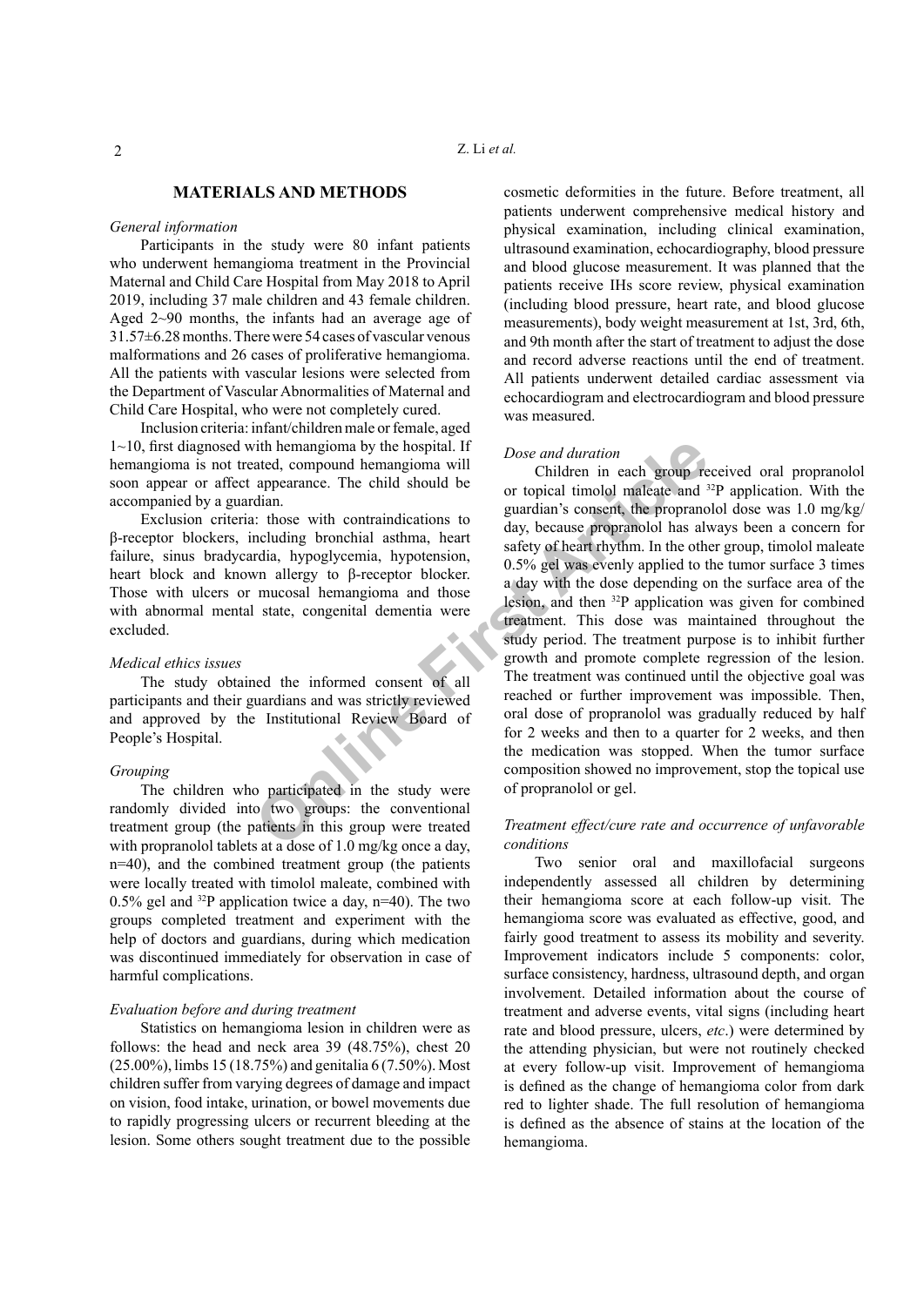## MATERIALS AND METHODS

### *General information*

Participants in the study were 80 infant patients who underwent hemangioma treatment in the Provincial Maternal and Child Care Hospital from May 2018 to April 2019, including 37 male children and 43 female children. Aged 2~90 months, the infants had an average age of 31.57±6.28 months. There were 54 cases of vascular venous malformations and 26 cases of proliferative hemangioma. All the patients with vascular lesions were selected from the Department of Vascular Abnormalities of Maternal and Child Care Hospital, who were not completely cured.

Inclusion criteria: infant/children male or female, aged 1~10, first diagnosed with hemangioma by the hospital. If hemangioma is not treated, compound hemangioma will soon appear or affect appearance. The child should be accompanied by a guardian.

Exclusion criteria: those with contraindications to β-receptor blockers, including bronchial asthma, heart failure, sinus bradycardia, hypoglycemia, hypotension, heart block and known allergy to β-receptor blocker. Those with ulcers or mucosal hemangioma and those with abnormal mental state, congenital dementia were excluded.

### *Medical ethics issues*

The study obtained the informed consent of all participants and their guardians and was strictly reviewed and approved by the Institutional Review Board of People's Hospital.

### *Grouping*

The children who participated in the study were randomly divided into two groups: the conventional treatment group (the patients in this group were treated with propranolol tablets at a dose of 1.0 mg/kg once a day, n=40), and the combined treatment group (the patients were locally treated with timolol maleate, combined with 0.5% gel and $^{32}$P application twice a day, n=40). The two groups completed treatment and experiment with the help of doctors and guardians, during which medication was discontinued immediately for observation in case of harmful complications.

### *Evaluation before and during treatment*

Statistics on hemangioma lesion in children were as follows: the head and neck area 39 (48.75%), chest 20 (25.00%), limbs 15 (18.75%) and genitalia 6 (7.50%). Most children suffer from varying degrees of damage and impact on vision, food intake, urination, or bowel movements due to rapidly progressing ulcers or recurrent bleeding at the lesion. Some others sought treatment due to the possible cosmetic deformities in the future. Before treatment, all patients underwent comprehensive medical history and physical examination, including clinical examination, ultrasound examination, echocardiography, blood pressure and blood glucose measurement. It was planned that the patients receive IHs score review, physical examination (including blood pressure, heart rate, and blood glucose measurements), body weight measurement at 1st, 3rd, 6th, and 9th month after the start of treatment to adjust the dose and record adverse reactions until the end of treatment. All patients underwent detailed cardiac assessment via echocardiogram and electrocardiogram and blood pressure was measured.

### *Dose and duration*

Children in each group received oral propranolol or topical timolol maleate and $^{32}$P application. With the guardian's consent, the propranolol dose was 1.0 mg/kg/day, because propranolol has always been a concern for safety of heart rhythm. In the other group, timolol maleate 0.5% gel was evenly applied to the tumor surface 3 times a day with the dose depending on the surface area of the lesion, and then $^{32}$P application was given for combined treatment. This dose was maintained throughout the study period. The treatment purpose is to inhibit further growth and promote complete regression of the lesion. The treatment was continued until the objective goal was reached or further improvement was impossible. Then, oral dose of propranolol was gradually reduced by half for 2 weeks and then to a quarter for 2 weeks, and then the medication was stopped. When the tumor surface composition showed no improvement, stop the topical use of propranolol or gel.

### *Treatment effect/cure rate and occurrence of unfavorable conditions*

Two senior oral and maxillofacial surgeons independently assessed all children by determining their hemangioma score at each follow-up visit. The hemangioma score was evaluated as effective, good, and fairly good treatment to assess its mobility and severity. Improvement indicators include 5 components: color, surface consistency, hardness, ultrasound depth, and organ involvement. Detailed information about the course of treatment and adverse events, vital signs (including heart rate and blood pressure, ulcers, *etc*.) were determined by the attending physician, but were not routinely checked at every follow-up visit. Improvement of hemangioma is defined as the change of hemangioma color from dark red to lighter shade. The full resolution of hemangioma is defined as the absence of stains at the location of the hemangioma.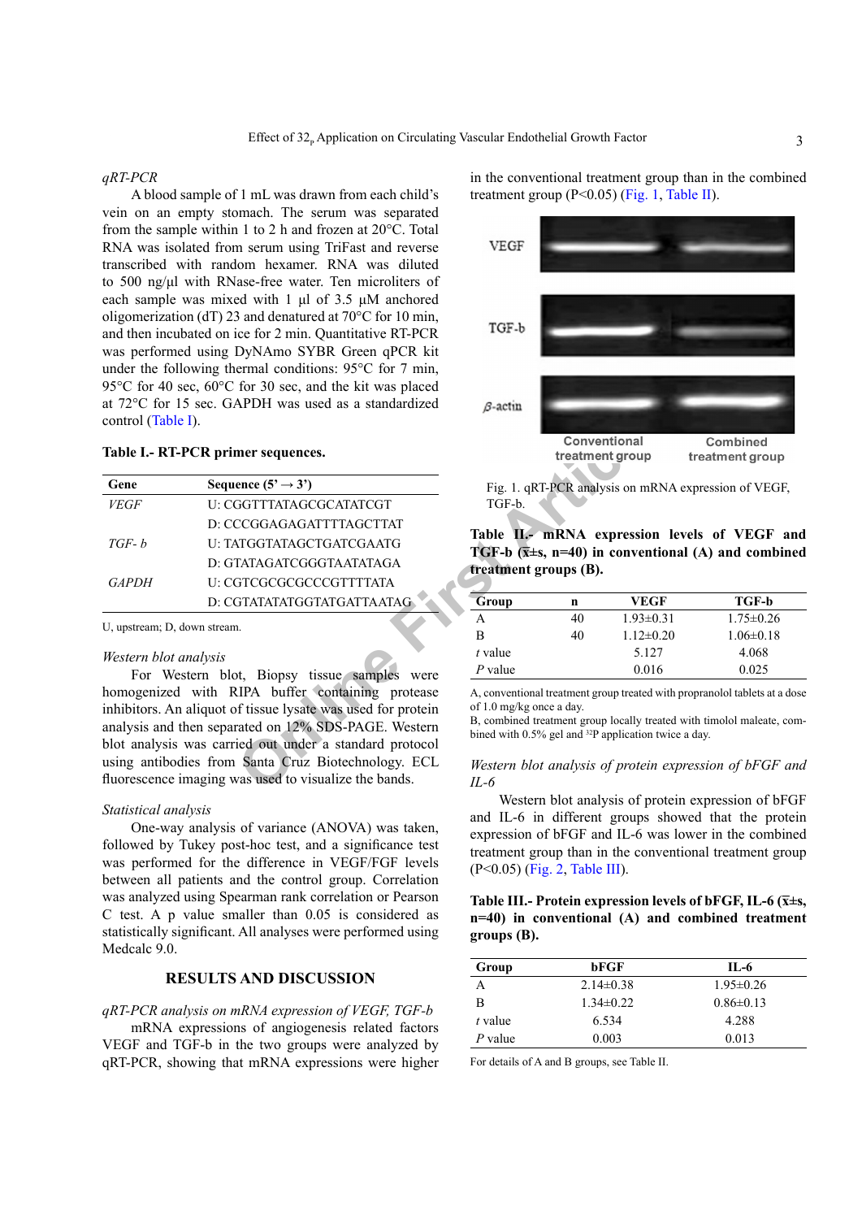*qRT-PCR*

A blood sample of 1 mL was drawn from each child's vein on an empty stomach. The serum was separated from the sample within 1 to 2 h and frozen at 20°C. Total RNA was isolated from serum using TriFast and reverse transcribed with random hexamer. RNA was diluted to 500 ng/μl with RNase-free water. Ten microliters of each sample was mixed with 1 μl of 3.5 μM anchored oligomerization (dT) 23 and denatured at 70°C for 10 min, and then incubated on ice for 2 min. Quantitative RT-PCR was performed using DyNAmo SYBR Green qPCR kit under the following thermal conditions: 95°C for 7 min, 95°C for 40 sec, 60°C for 30 sec, and the kit was placed at 72°C for 15 sec. GAPDH was used as a standardized control (Table I).

**Table I.- RT-PCR primer sequences.**

| Gene | Sequence (5' → 3') |
|---|---|
| *VEGF* | U: CGGTTTATAGCGCATATCGT |
| | D: CCCGGAGAGATTTTAGCTTAT |
| *TGF- b* | U: TATGGTATAGCTGATCGAATG |
| | D: GTATAGATCGGGTAATATAGA |
| *GAPDH* | U: CGTCGCGCGCCCGTTTTATA |
| | D: CGTATATATGGTATGATTAATAG |

U, upstream; D, down stream.

*Western blot analysis*

For Western blot, Biopsy tissue samples were homogenized with RIPA buffer containing protease inhibitors. An aliquot of tissue lysate was used for protein analysis and then separated on 12% SDS-PAGE. Western blot analysis was carried out under a standard protocol using antibodies from Santa Cruz Biotechnology. ECL fluorescence imaging was used to visualize the bands.

*Statistical analysis*

One-way analysis of variance (ANOVA) was taken, followed by Tukey post-hoc test, and a significance test was performed for the difference in VEGF/FGF levels between all patients and the control group. Correlation was analyzed using Spearman rank correlation or Pearson C test. A p value smaller than 0.05 is considered as statistically significant. All analyses were performed using Medcalc 9.0.

## RESULTS AND DISCUSSION

*qRT-PCR analysis on mRNA expression of VEGF, TGF-b*

mRNA expressions of angiogenesis related factors VEGF and TGF-b in the two groups were analyzed by qRT-PCR, showing that mRNA expressions were higher in the conventional treatment group than in the combined treatment group ($P<0.05$) (Fig. 1, Table II).

Fig. 1. qRT-PCR analysis on mRNA expression of VEGF, TGF-b.

**Table II.- mRNA expression levels of VEGF and TGF-b ($\bar{x}$±s, n=40) in conventional (A) and combined treatment groups (B).**

| Group | n | VEGF | TGF-b |
|---|---|---|---|
| A | 40 | 1.93±0.31 | 1.75±0.26 |
| B | 40 | 1.12±0.20 | 1.06±0.18 |
| *t* value | | 5.127 | 4.068 |
| *P* value | | 0.016 | 0.025 |

A, conventional treatment group treated with propranolol tablets at a dose of 1.0 mg/kg once a day.
B, combined treatment group locally treated with timolol maleate, combined with 0.5% gel and $^{32}$P application twice a day.

*Western blot analysis of protein expression of bFGF and IL-6*

Western blot analysis of protein expression of bFGF and IL-6 in different groups showed that the protein expression of bFGF and IL-6 was lower in the combined treatment group than in the conventional treatment group ($P<0.05$) (Fig. 2, Table III).

**Table III.- Protein expression levels of bFGF, IL-6 ($\bar{x}$±s, n=40) in conventional (A) and combined treatment groups (B).**

| Group | bFGF | IL-6 |
|---|---|---|
| A | 2.14±0.38 | 1.95±0.26 |
| B | 1.34±0.22 | 0.86±0.13 |
| *t* value | 6.534 | 4.288 |
| *P* value | 0.003 | 0.013 |

For details of A and B groups, see Table II.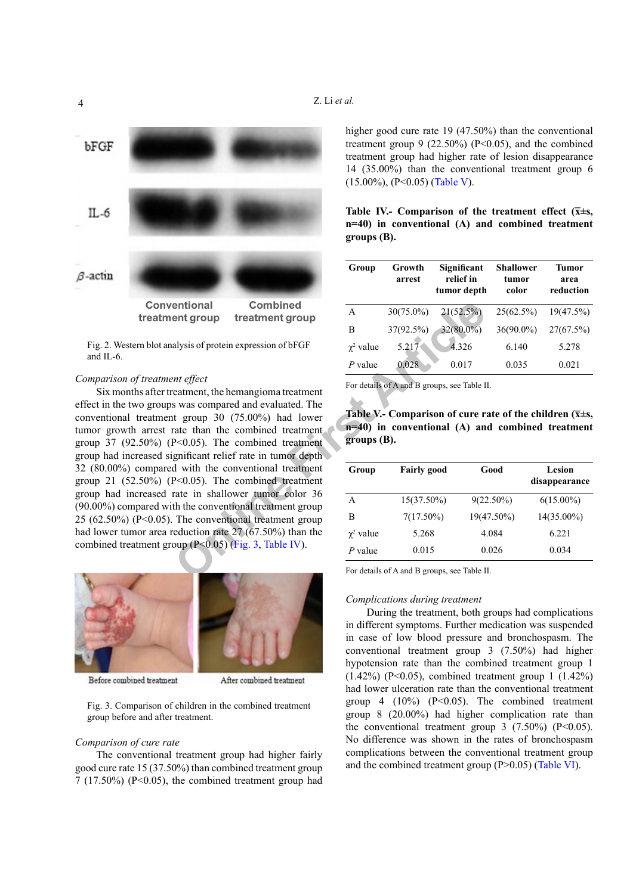Fig. 2. Western blot analysis of protein expression of bFGF and IL-6.

*Comparison of treatment effect*

Six months after treatment, the hemangioma treatment effect in the two groups was compared and evaluated. The conventional treatment group 30 (75.00%) had lower tumor growth arrest rate than the combined treatment group 37 (92.50%) (P<0.05). The combined treatment group had increased significant relief rate in tumor depth 32 (80.00%) compared with the conventional treatment group 21 (52.50%) (P<0.05). The combined treatment group had increased rate in shallower tumor color 36 (90.00%) compared with the conventional treatment group 25 (62.50%) (P<0.05). The conventional treatment group had lower tumor area reduction rate 27 (67.50%) than the combined treatment group (P<0.05) (Fig. 3, Table IV).

Fig. 3. Comparison of children in the combined treatment group before and after treatment.

*Comparison of cure rate*

The conventional treatment group had higher fairly good cure rate 15 (37.50%) than combined treatment group 7 (17.50%) (P<0.05), the combined treatment group had higher good cure rate 19 (47.50%) than the conventional treatment group 9 (22.50%) (P<0.05), and the combined treatment group had higher rate of lesion disappearance 14 (35.00%) than the conventional treatment group 6 (15.00%), (P<0.05) (Table V).

**Table IV.- Comparison of the treatment effect (x̄±s, n=40) in conventional (A) and combined treatment groups (B).**

| Group | Growth arrest | Significant relief in tumor depth | Shallower tumor color | Tumor area reduction |
|---|---|---|---|---|
| A | 30(75.0%) | 21(52.5%) | 25(62.5%) | 19(47.5%) |
| B | 37(92.5%) | 32(80.0%) | 36(90.0%) | 27(67.5%) |
| $\chi^2$ value | 5.217 | 4.326 | 6.140 | 5.278 |
| *P* value | 0.028 | 0.017 | 0.035 | 0.021 |

For details of A and B groups, see Table II.

**Table V.- Comparison of cure rate of the children (x̄±s, n=40) in conventional (A) and combined treatment groups (B).**

| Group | Fairly good | Good | Lesion disappearance |
|---|---|---|---|
| A | 15(37.50%) | 9(22.50%) | 6(15.00%) |
| B | 7(17.50%) | 19(47.50%) | 14(35.00%) |
| $\chi^2$ value | 5.268 | 4.084 | 6.221 |
| *P* value | 0.015 | 0.026 | 0.034 |

For details of A and B groups, see Table II.

*Complications during treatment*

During the treatment, both groups had complications in different symptoms. Further medication was suspended in case of low blood pressure and bronchospasm. The conventional treatment group 3 (7.50%) had higher hypotension rate than the combined treatment group 1 (1.42%) (P<0.05), combined treatment group 1 (1.42%) had lower ulceration rate than the conventional treatment group 4 (10%) (P<0.05). The combined treatment group 8 (20.00%) had higher complication rate than the conventional treatment group 3 (7.50%) (P<0.05). No difference was shown in the rates of bronchospasm complications between the conventional treatment group and the combined treatment group (P>0.05) (Table VI).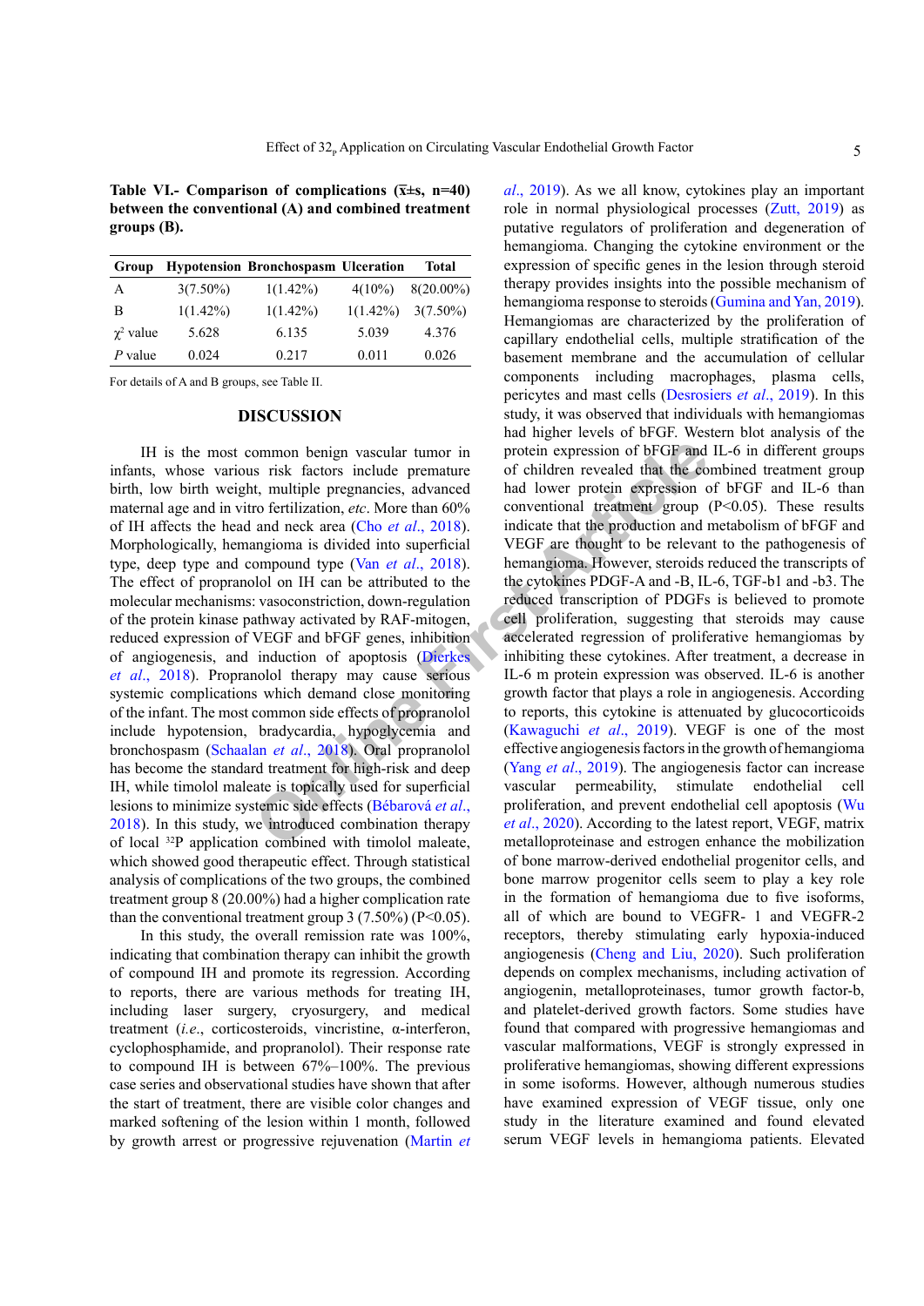**Table VI.- Comparison of complications (x̄±s, n=40) between the conventional (A) and combined treatment groups (B).**

| Group | Hypotension | Bronchospasm | Ulceration | Total |
|---|---|---|---|---|
| A | 3(7.50%) | 1(1.42%) | 4(10%) | 8(20.00%) |
| B | 1(1.42%) | 1(1.42%) | 1(1.42%) | 3(7.50%) |
| $\chi^2$ value | 5.628 | 6.135 | 5.039 | 4.376 |
| *P* value | 0.024 | 0.217 | 0.011 | 0.026 |

For details of A and B groups, see Table II.

## DISCUSSION

IH is the most common benign vascular tumor in infants, whose various risk factors include premature birth, low birth weight, multiple pregnancies, advanced maternal age and in vitro fertilization, *etc*. More than 60% of IH affects the head and neck area (Cho *et al*., 2018). Morphologically, hemangioma is divided into superficial type, deep type and compound type (Van *et al*., 2018). The effect of propranolol on IH can be attributed to the molecular mechanisms: vasoconstriction, down-regulation of the protein kinase pathway activated by RAF-mitogen, reduced expression of VEGF and bFGF genes, inhibition of angiogenesis, and induction of apoptosis (Dierkes *et al*., 2018). Propranolol therapy may cause serious systemic complications which demand close monitoring of the infant. The most common side effects of propranolol include hypotension, bradycardia, hypoglycemia and bronchospasm (Schaalan *et al*., 2018). Oral propranolol has become the standard treatment for high-risk and deep IH, while timolol maleate is topically used for superficial lesions to minimize systemic side effects (Bébarová *et al*., 2018). In this study, we introduced combination therapy of local $^{32}$P application combined with timolol maleate, which showed good therapeutic effect. Through statistical analysis of complications of the two groups, the combined treatment group 8 (20.00%) had a higher complication rate than the conventional treatment group 3 (7.50%) (P<0.05).

In this study, the overall remission rate was 100%, indicating that combination therapy can inhibit the growth of compound IH and promote its regression. According to reports, there are various methods for treating IH, including laser surgery, cryosurgery, and medical treatment (*i.e*., corticosteroids, vincristine, α-interferon, cyclophosphamide, and propranolol). Their response rate to compound IH is between 67%–100%. The previous case series and observational studies have shown that after the start of treatment, there are visible color changes and marked softening of the lesion within 1 month, followed by growth arrest or progressive rejuvenation (Martin *et al*., 2019). As we all know, cytokines play an important role in normal physiological processes (Zutt, 2019) as putative regulators of proliferation and degeneration of hemangioma. Changing the cytokine environment or the expression of specific genes in the lesion through steroid therapy provides insights into the possible mechanism of hemangioma response to steroids (Gumina and Yan, 2019). Hemangiomas are characterized by the proliferation of capillary endothelial cells, multiple stratification of the basement membrane and the accumulation of cellular components including macrophages, plasma cells, pericytes and mast cells (Desrosiers *et al*., 2019). In this study, it was observed that individuals with hemangiomas had higher levels of bFGF. Western blot analysis of the protein expression of bFGF and IL-6 in different groups of children revealed that the combined treatment group had lower protein expression of bFGF and IL-6 than conventional treatment group (P<0.05). These results indicate that the production and metabolism of bFGF and VEGF are thought to be relevant to the pathogenesis of hemangioma. However, steroids reduced the transcripts of the cytokines PDGF-A and -B, IL-6, TGF-b1 and -b3. The reduced transcription of PDGFs is believed to promote cell proliferation, suggesting that steroids may cause accelerated regression of proliferative hemangiomas by inhibiting these cytokines. After treatment, a decrease in IL-6 m protein expression was observed. IL-6 is another growth factor that plays a role in angiogenesis. According to reports, this cytokine is attenuated by glucocorticoids (Kawaguchi *et al*., 2019). VEGF is one of the most effective angiogenesis factors in the growth of hemangioma (Yang *et al*., 2019). The angiogenesis factor can increase vascular permeability, stimulate endothelial cell proliferation, and prevent endothelial cell apoptosis (Wu *et al*., 2020). According to the latest report, VEGF, matrix metalloproteinase and estrogen enhance the mobilization of bone marrow-derived endothelial progenitor cells, and bone marrow progenitor cells seem to play a key role in the formation of hemangioma due to five isoforms, all of which are bound to VEGFR- 1 and VEGFR-2 receptors, thereby stimulating early hypoxia-induced angiogenesis (Cheng and Liu, 2020). Such proliferation depends on complex mechanisms, including activation of angiogenin, metalloproteinases, tumor growth factor-b, and platelet-derived growth factors. Some studies have found that compared with progressive hemangiomas and vascular malformations, VEGF is strongly expressed in proliferative hemangiomas, showing different expressions in some isoforms. However, although numerous studies have examined expression of VEGF tissue, only one study in the literature examined and found elevated serum VEGF levels in hemangioma patients. Elevated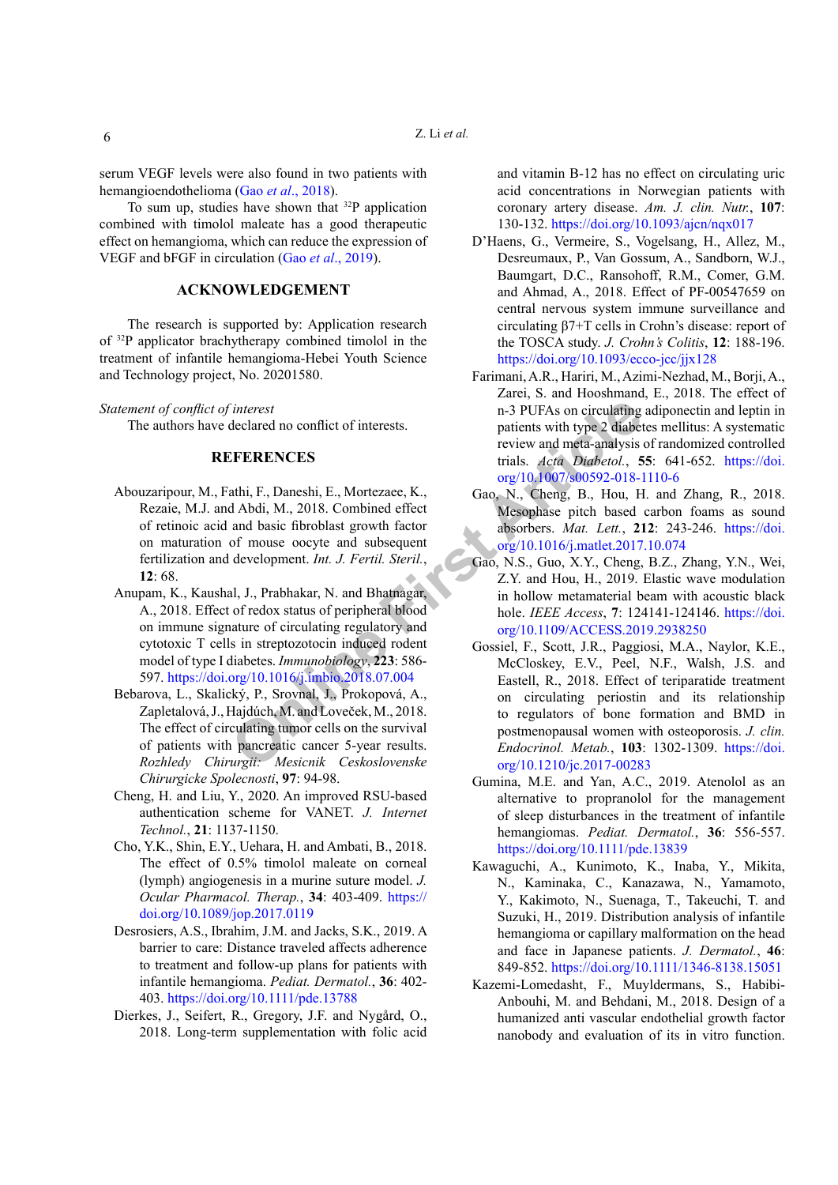serum VEGF levels were also found in two patients with hemangioendothelioma (Gao *et al*., 2018).

To sum up, studies have shown that $^{32}$P application combined with timolol maleate has a good therapeutic effect on hemangioma, which can reduce the expression of VEGF and bFGF in circulation (Gao *et al*., 2019).

## ACKNOWLEDGEMENT

The research is supported by: Application research of $^{32}$P applicator brachytherapy combined timolol in the treatment of infantile hemangioma-Hebei Youth Science and Technology project, No. 20201580.

*Statement of conflict of interest*

The authors have declared no conflict of interests.

## REFERENCES

Abouzaripour, M., Fathi, F., Daneshi, E., Mortezaee, K., Rezaie, M.J. and Abdi, M., 2018. Combined effect of retinoic acid and basic fibroblast growth factor on maturation of mouse oocyte and subsequent fertilization and development. *Int. J. Fertil. Steril.*, **12**: 68.

Anupam, K., Kaushal, J., Prabhakar, N. and Bhatnagar, A., 2018. Effect of redox status of peripheral blood on immune signature of circulating regulatory and cytotoxic T cells in streptozotocin induced rodent model of type I diabetes. *Immunobiology*, **223**: 586-597. https://doi.org/10.1016/j.imbio.2018.07.004

Bebarova, L., Skalický, P., Srovnal, J., Prokopová, A., Zapletalová, J., Hajdúch, M. and Loveček, M., 2018. The effect of circulating tumor cells on the survival of patients with pancreatic cancer 5-year results. *Rozhledy Chirurgii: Mesicnik Ceskoslovenske Chirurgicke Spolecnosti*, **97**: 94-98.

Cheng, H. and Liu, Y., 2020. An improved RSU-based authentication scheme for VANET. *J. Internet Technol.*, **21**: 1137-1150.

Cho, Y.K., Shin, E.Y., Uehara, H. and Ambati, B., 2018. The effect of 0.5% timolol maleate on corneal (lymph) angiogenesis in a murine suture model. *J. Ocular Pharmacol. Therap.*, **34**: 403-409. https://doi.org/10.1089/jop.2017.0119

Desrosiers, A.S., Ibrahim, J.M. and Jacks, S.K., 2019. A barrier to care: Distance traveled affects adherence to treatment and follow-up plans for patients with infantile hemangioma. *Pediat. Dermatol.*, **36**: 402-403. https://doi.org/10.1111/pde.13788

Dierkes, J., Seifert, R., Gregory, J.F. and Nygård, O., 2018. Long-term supplementation with folic acid and vitamin B-12 has no effect on circulating uric acid concentrations in Norwegian patients with coronary artery disease. *Am. J. clin. Nutr.*, **107**: 130-132. https://doi.org/10.1093/ajcn/nqx017

D'Haens, G., Vermeire, S., Vogelsang, H., Allez, M., Desreumaux, P., Van Gossum, A., Sandborn, W.J., Baumgart, D.C., Ransohoff, R.M., Comer, G.M. and Ahmad, A., 2018. Effect of PF-00547659 on central nervous system immune surveillance and circulating β7+T cells in Crohn's disease: report of the TOSCA study. *J. Crohn's Colitis*, **12**: 188-196. https://doi.org/10.1093/ecco-jcc/jjx128

Farimani, A.R., Hariri, M., Azimi-Nezhad, M., Borji, A., Zarei, S. and Hooshmand, E., 2018. The effect of n-3 PUFAs on circulating adiponectin and leptin in patients with type 2 diabetes mellitus: A systematic review and meta-analysis of randomized controlled trials. *Acta Diabetol.*, **55**: 641-652. https://doi.org/10.1007/s00592-018-1110-6

Gao, N., Cheng, B., Hou, H. and Zhang, R., 2018. Mesophase pitch based carbon foams as sound absorbers. *Mat. Lett.*, **212**: 243-246. https://doi.org/10.1016/j.matlet.2017.10.074

Gao, N.S., Guo, X.Y., Cheng, B.Z., Zhang, Y.N., Wei, Z.Y. and Hou, H., 2019. Elastic wave modulation in hollow metamaterial beam with acoustic black hole. *IEEE Access*, **7**: 124141-124146. https://doi.org/10.1109/ACCESS.2019.2938250

Gossiel, F., Scott, J.R., Paggiosi, M.A., Naylor, K.E., McCloskey, E.V., Peel, N.F., Walsh, J.S. and Eastell, R., 2018. Effect of teriparatide treatment on circulating periostin and its relationship to regulators of bone formation and BMD in postmenopausal women with osteoporosis. *J. clin. Endocrinol. Metab.*, **103**: 1302-1309. https://doi.org/10.1210/jc.2017-00283

Gumina, M.E. and Yan, A.C., 2019. Atenolol as an alternative to propranolol for the management of sleep disturbances in the treatment of infantile hemangiomas. *Pediat. Dermatol.*, **36**: 556-557. https://doi.org/10.1111/pde.13839

Kawaguchi, A., Kunimoto, K., Inaba, Y., Mikita, N., Kaminaka, C., Kanazawa, N., Yamamoto, Y., Kakimoto, N., Suenaga, T., Takeuchi, T. and Suzuki, H., 2019. Distribution analysis of infantile hemangioma or capillary malformation on the head and face in Japanese patients. *J. Dermatol.*, **46**: 849-852. https://doi.org/10.1111/1346-8138.15051

Kazemi-Lomedasht, F., Muyldermans, S., Habibi-Anbouhi, M. and Behdani, M., 2018. Design of a humanized anti vascular endothelial growth factor nanobody and evaluation of its in vitro function.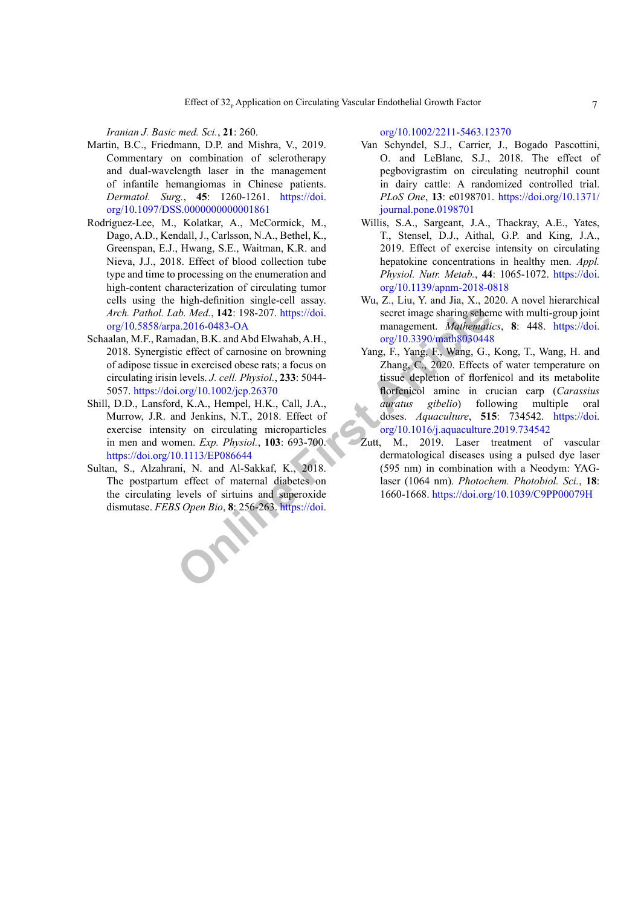*Iranian J. Basic med. Sci.*, **21**: 260.

Martin, B.C., Friedmann, D.P. and Mishra, V., 2019. Commentary on combination of sclerotherapy and dual-wavelength laser in the management of infantile hemangiomas in Chinese patients. *Dermatol. Surg.*, **45**: 1260-1261. https://doi.org/10.1097/DSS.0000000000001861

Rodríguez-Lee, M., Kolatkar, A., McCormick, M., Dago, A.D., Kendall, J., Carlsson, N.A., Bethel, K., Greenspan, E.J., Hwang, S.E., Waitman, K.R. and Nieva, J.J., 2018. Effect of blood collection tube type and time to processing on the enumeration and high-content characterization of circulating tumor cells using the high-definition single-cell assay. *Arch. Pathol. Lab. Med.*, **142**: 198-207. https://doi.org/10.5858/arpa.2016-0483-OA

Schaalan, M.F., Ramadan, B.K. and Abd Elwahab, A.H., 2018. Synergistic effect of carnosine on browning of adipose tissue in exercised obese rats; a focus on circulating irisin levels. *J. cell. Physiol.*, **233**: 5044-5057. https://doi.org/10.1002/jcp.26370

Shill, D.D., Lansford, K.A., Hempel, H.K., Call, J.A., Murrow, J.R. and Jenkins, N.T., 2018. Effect of exercise intensity on circulating microparticles in men and women. *Exp. Physiol.*, **103**: 693-700. https://doi.org/10.1113/EP086644

Sultan, S., Alzahrani, N. and Al-Sakkaf, K., 2018. The postpartum effect of maternal diabetes on the circulating levels of sirtuins and superoxide dismutase. *FEBS Open Bio*, **8**: 256-263. https://doi.org/10.1002/2211-5463.12370

Van Schyndel, S.J., Carrier, J., Bogado Pascottini, O. and LeBlanc, S.J., 2018. The effect of pegbovigrastim on circulating neutrophil count in dairy cattle: A randomized controlled trial. *PLoS One*, **13**: e0198701. https://doi.org/10.1371/journal.pone.0198701

Willis, S.A., Sargeant, J.A., Thackray, A.E., Yates, T., Stensel, D.J., Aithal, G.P. and King, J.A., 2019. Effect of exercise intensity on circulating hepatokine concentrations in healthy men. *Appl. Physiol. Nutr. Metab.*, **44**: 1065-1072. https://doi.org/10.1139/apnm-2018-0818

Wu, Z., Liu, Y. and Jia, X., 2020. A novel hierarchical secret image sharing scheme with multi-group joint management. *Mathematics*, **8**: 448. https://doi.org/10.3390/math8030448

Yang, F., Yang, F., Wang, G., Kong, T., Wang, H. and Zhang, C., 2020. Effects of water temperature on tissue depletion of florfenicol and its metabolite florfenicol amine in crucian carp (*Carassius auratus gibelio*) following multiple oral doses. *Aquaculture*, **515**: 734542. https://doi.org/10.1016/j.aquaculture.2019.734542

Zutt, M., 2019. Laser treatment of vascular dermatological diseases using a pulsed dye laser (595 nm) in combination with a Neodym: YAG-laser (1064 nm). *Photochem. Photobiol. Sci.*, **18**: 1660-1668. https://doi.org/10.1039/C9PP00079H